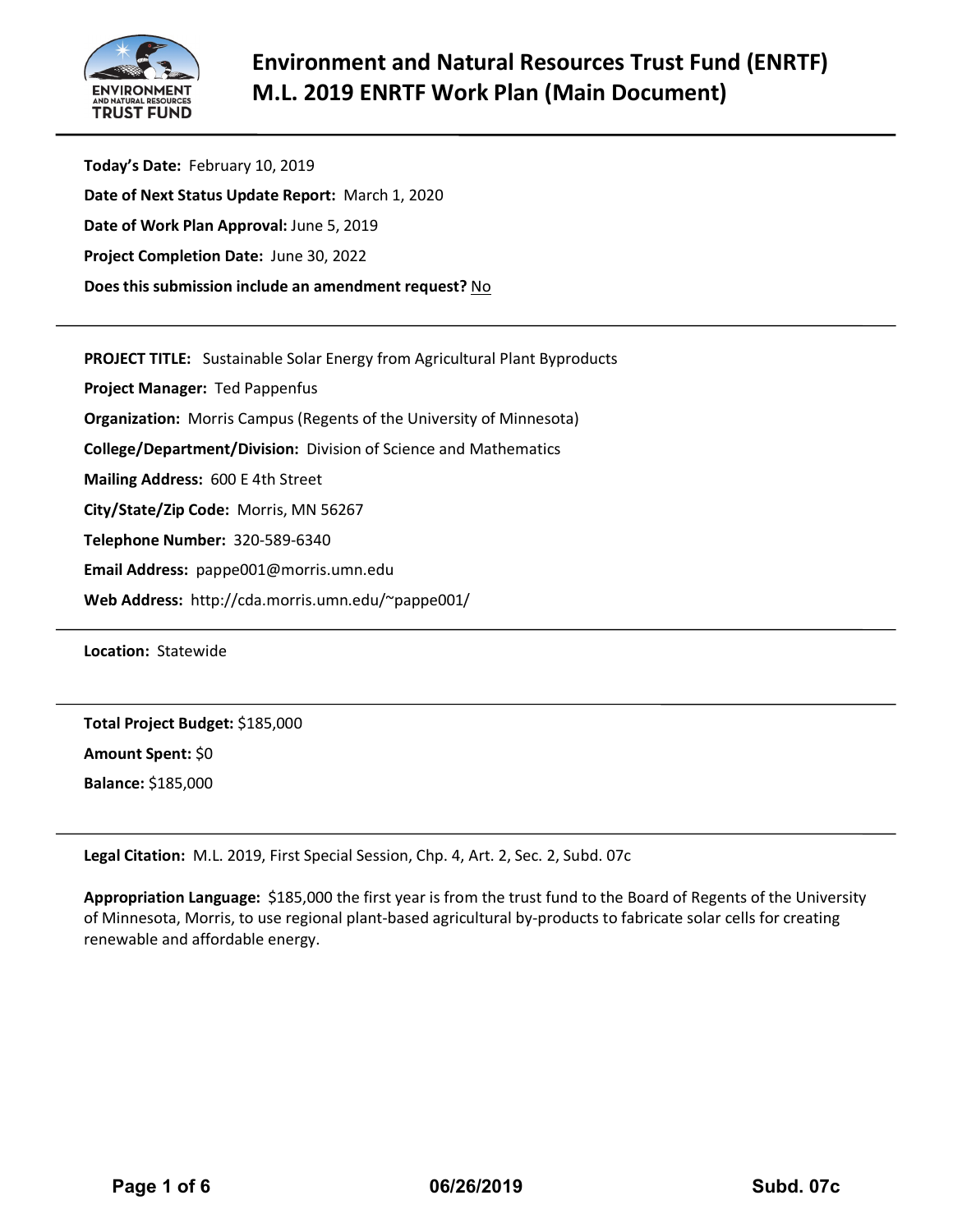# Environment and Natural Resources Trust Fund (ENRTF) M.L. 2019 ENRTF Work Plan (Main Document)

**Today's Date:** February 10, 2019

**Date of Next Status Update Report:** March 1, 2020

**Date of Work Plan Approval:** June 5, 2019

**Project Completion Date:** June 30, 2022

**Does this submission include an amendment request?** No

---

**PROJECT TITLE:** Sustainable Solar Energy from Agricultural Plant Byproducts

**Project Manager:** Ted Pappenfus

**Organization:** Morris Campus (Regents of the University of Minnesota)

**College/Department/Division:** Division of Science and Mathematics

**Mailing Address:** 600 E 4th Street

**City/State/Zip Code:** Morris, MN 56267

**Telephone Number:** 320-589-6340

**Email Address:** pappe001@morris.umn.edu

**Web Address:** http://cda.morris.umn.edu/~pappe001/

---

**Location:** Statewide

---

**Total Project Budget:** $185,000

**Amount Spent:** $0

**Balance:** $185,000

---

**Legal Citation:** M.L. 2019, First Special Session, Chp. 4, Art. 2, Sec. 2, Subd. 07c

**Appropriation Language:** $185,000 the first year is from the trust fund to the Board of Regents of the University of Minnesota, Morris, to use regional plant-based agricultural by-products to fabricate solar cells for creating renewable and affordable energy.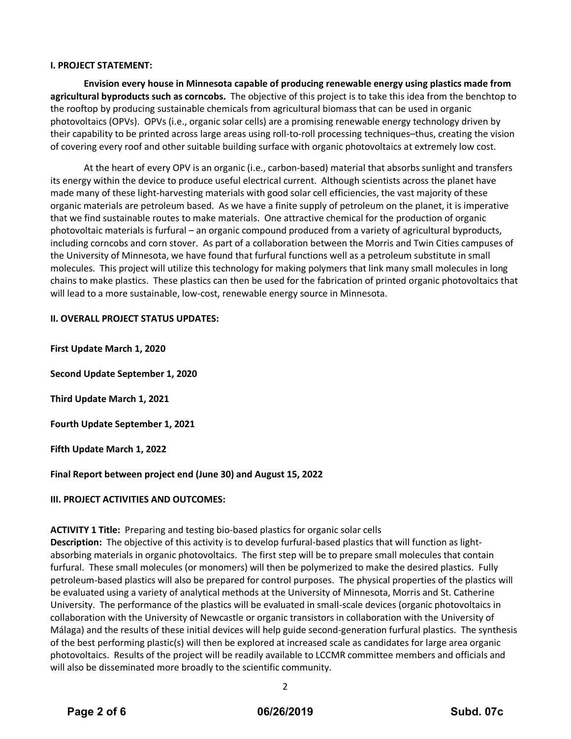**I. PROJECT STATEMENT:**

**Envision every house in Minnesota capable of producing renewable energy using plastics made from agricultural byproducts such as corncobs.** The objective of this project is to take this idea from the benchtop to the rooftop by producing sustainable chemicals from agricultural biomass that can be used in organic photovoltaics (OPVs). OPVs (i.e., organic solar cells) are a promising renewable energy technology driven by their capability to be printed across large areas using roll-to-roll processing techniques–thus, creating the vision of covering every roof and other suitable building surface with organic photovoltaics at extremely low cost.

At the heart of every OPV is an organic (i.e., carbon-based) material that absorbs sunlight and transfers its energy within the device to produce useful electrical current. Although scientists across the planet have made many of these light-harvesting materials with good solar cell efficiencies, the vast majority of these organic materials are petroleum based. As we have a finite supply of petroleum on the planet, it is imperative that we find sustainable routes to make materials. One attractive chemical for the production of organic photovoltaic materials is furfural – an organic compound produced from a variety of agricultural byproducts, including corncobs and corn stover. As part of a collaboration between the Morris and Twin Cities campuses of the University of Minnesota, we have found that furfural functions well as a petroleum substitute in small molecules. This project will utilize this technology for making polymers that link many small molecules in long chains to make plastics. These plastics can then be used for the fabrication of printed organic photovoltaics that will lead to a more sustainable, low-cost, renewable energy source in Minnesota.

**II. OVERALL PROJECT STATUS UPDATES:**

**First Update March 1, 2020**

**Second Update September 1, 2020**

**Third Update March 1, 2021**

**Fourth Update September 1, 2021**

**Fifth Update March 1, 2022**

**Final Report between project end (June 30) and August 15, 2022**

**III. PROJECT ACTIVITIES AND OUTCOMES:**

**ACTIVITY 1 Title:** Preparing and testing bio-based plastics for organic solar cells
**Description:** The objective of this activity is to develop furfural-based plastics that will function as light-absorbing materials in organic photovoltaics. The first step will be to prepare small molecules that contain furfural. These small molecules (or monomers) will then be polymerized to make the desired plastics. Fully petroleum-based plastics will also be prepared for control purposes. The physical properties of the plastics will be evaluated using a variety of analytical methods at the University of Minnesota, Morris and St. Catherine University. The performance of the plastics will be evaluated in small-scale devices (organic photovoltaics in collaboration with the University of Newcastle or organic transistors in collaboration with the University of Málaga) and the results of these initial devices will help guide second-generation furfural plastics. The synthesis of the best performing plastic(s) will then be explored at increased scale as candidates for large area organic photovoltaics. Results of the project will be readily available to LCCMR committee members and officials and will also be disseminated more broadly to the scientific community.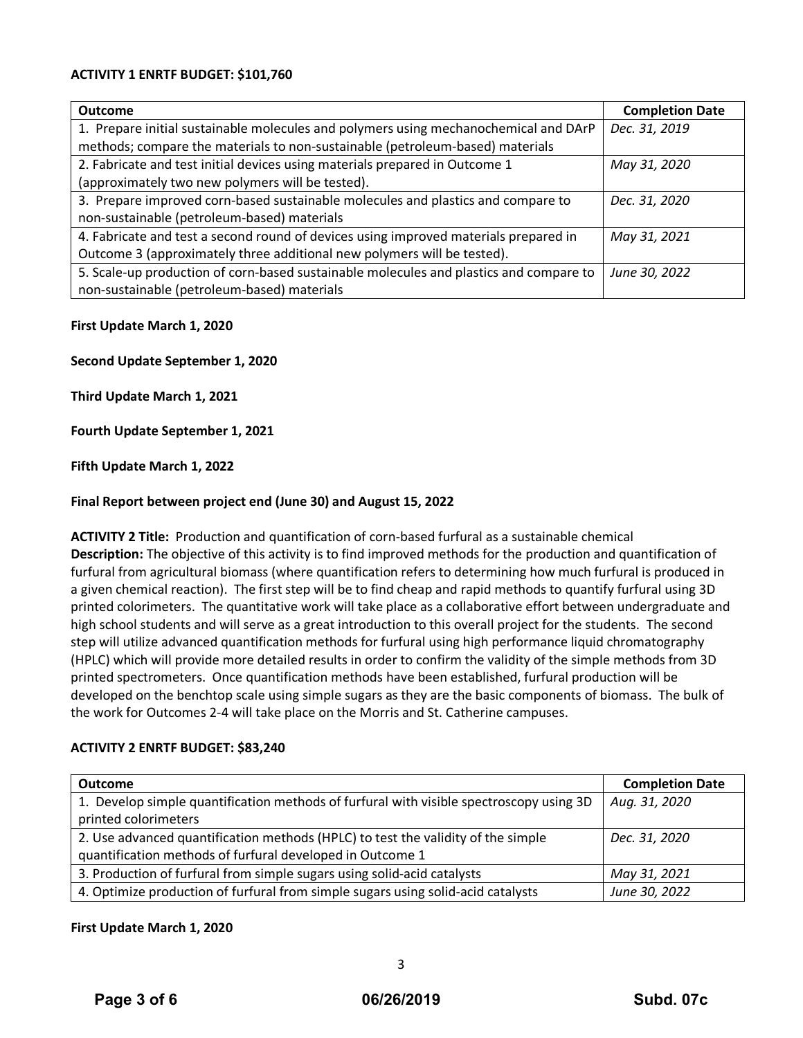**ACTIVITY 1 ENRTF BUDGET: $101,760**

| Outcome | Completion Date |
|---|---|
| 1. Prepare initial sustainable molecules and polymers using mechanochemical and DArP methods; compare the materials to non-sustainable (petroleum-based) materials | *Dec. 31, 2019* |
| 2. Fabricate and test initial devices using materials prepared in Outcome 1 (approximately two new polymers will be tested). | *May 31, 2020* |
| 3. Prepare improved corn-based sustainable molecules and plastics and compare to non-sustainable (petroleum-based) materials | *Dec. 31, 2020* |
| 4. Fabricate and test a second round of devices using improved materials prepared in Outcome 3 (approximately three additional new polymers will be tested). | *May 31, 2021* |
| 5. Scale-up production of corn-based sustainable molecules and plastics and compare to non-sustainable (petroleum-based) materials | *June 30, 2022* |

**First Update March 1, 2020**

**Second Update September 1, 2020**

**Third Update March 1, 2021**

**Fourth Update September 1, 2021**

**Fifth Update March 1, 2022**

**Final Report between project end (June 30) and August 15, 2022**

**ACTIVITY 2 Title:** Production and quantification of corn-based furfural as a sustainable chemical
**Description:** The objective of this activity is to find improved methods for the production and quantification of furfural from agricultural biomass (where quantification refers to determining how much furfural is produced in a given chemical reaction). The first step will be to find cheap and rapid methods to quantify furfural using 3D printed colorimeters. The quantitative work will take place as a collaborative effort between undergraduate and high school students and will serve as a great introduction to this overall project for the students. The second step will utilize advanced quantification methods for furfural using high performance liquid chromatography (HPLC) which will provide more detailed results in order to confirm the validity of the simple methods from 3D printed spectrometers. Once quantification methods have been established, furfural production will be developed on the benchtop scale using simple sugars as they are the basic components of biomass. The bulk of the work for Outcomes 2-4 will take place on the Morris and St. Catherine campuses.

**ACTIVITY 2 ENRTF BUDGET: $83,240**

| Outcome | Completion Date |
|---|---|
| 1. Develop simple quantification methods of furfural with visible spectroscopy using 3D printed colorimeters | *Aug. 31, 2020* |
| 2. Use advanced quantification methods (HPLC) to test the validity of the simple quantification methods of furfural developed in Outcome 1 | *Dec. 31, 2020* |
| 3. Production of furfural from simple sugars using solid-acid catalysts | *May 31, 2021* |
| 4. Optimize production of furfural from simple sugars using solid-acid catalysts | *June 30, 2022* |

**First Update March 1, 2020**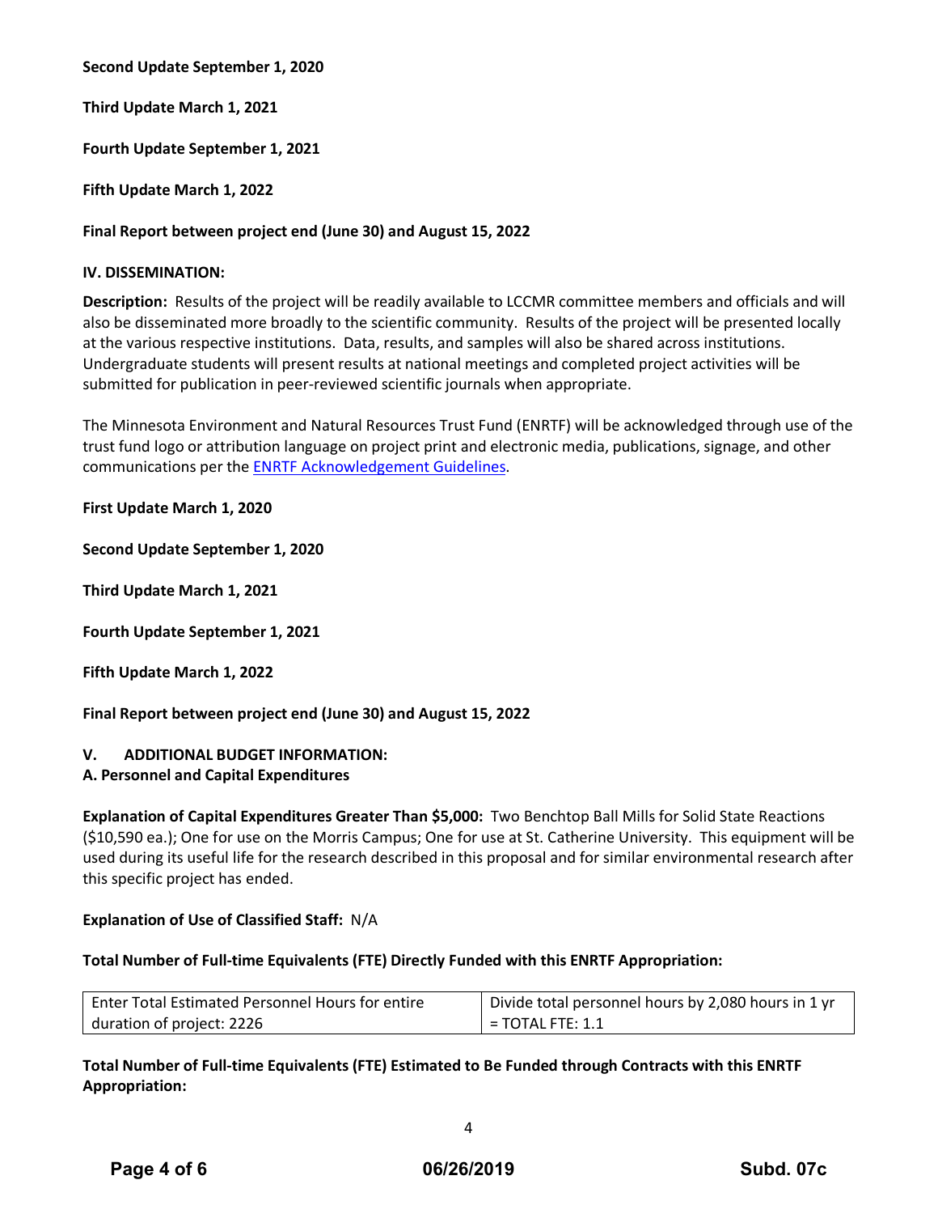**Second Update September 1, 2020**

**Third Update March 1, 2021**

**Fourth Update September 1, 2021**

**Fifth Update March 1, 2022**

**Final Report between project end (June 30) and August 15, 2022**

**IV. DISSEMINATION:**

**Description:** Results of the project will be readily available to LCCMR committee members and officials and will also be disseminated more broadly to the scientific community. Results of the project will be presented locally at the various respective institutions. Data, results, and samples will also be shared across institutions. Undergraduate students will present results at national meetings and completed project activities will be submitted for publication in peer-reviewed scientific journals when appropriate.

The Minnesota Environment and Natural Resources Trust Fund (ENRTF) will be acknowledged through use of the trust fund logo or attribution language on project print and electronic media, publications, signage, and other communications per the ENRTF Acknowledgement Guidelines.

**First Update March 1, 2020**

**Second Update September 1, 2020**

**Third Update March 1, 2021**

**Fourth Update September 1, 2021**

**Fifth Update March 1, 2022**

**Final Report between project end (June 30) and August 15, 2022**

**V. ADDITIONAL BUDGET INFORMATION:**

**A. Personnel and Capital Expenditures**

**Explanation of Capital Expenditures Greater Than $5,000:** Two Benchtop Ball Mills for Solid State Reactions ($10,590 ea.); One for use on the Morris Campus; One for use at St. Catherine University. This equipment will be used during its useful life for the research described in this proposal and for similar environmental research after this specific project has ended.

**Explanation of Use of Classified Staff:** N/A

**Total Number of Full-time Equivalents (FTE) Directly Funded with this ENRTF Appropriation:**

| Enter Total Estimated Personnel Hours for entire duration of project: 2226 | Divide total personnel hours by 2,080 hours in 1 yr = TOTAL FTE: 1.1 |
|---|---|

**Total Number of Full-time Equivalents (FTE) Estimated to Be Funded through Contracts with this ENRTF Appropriation:**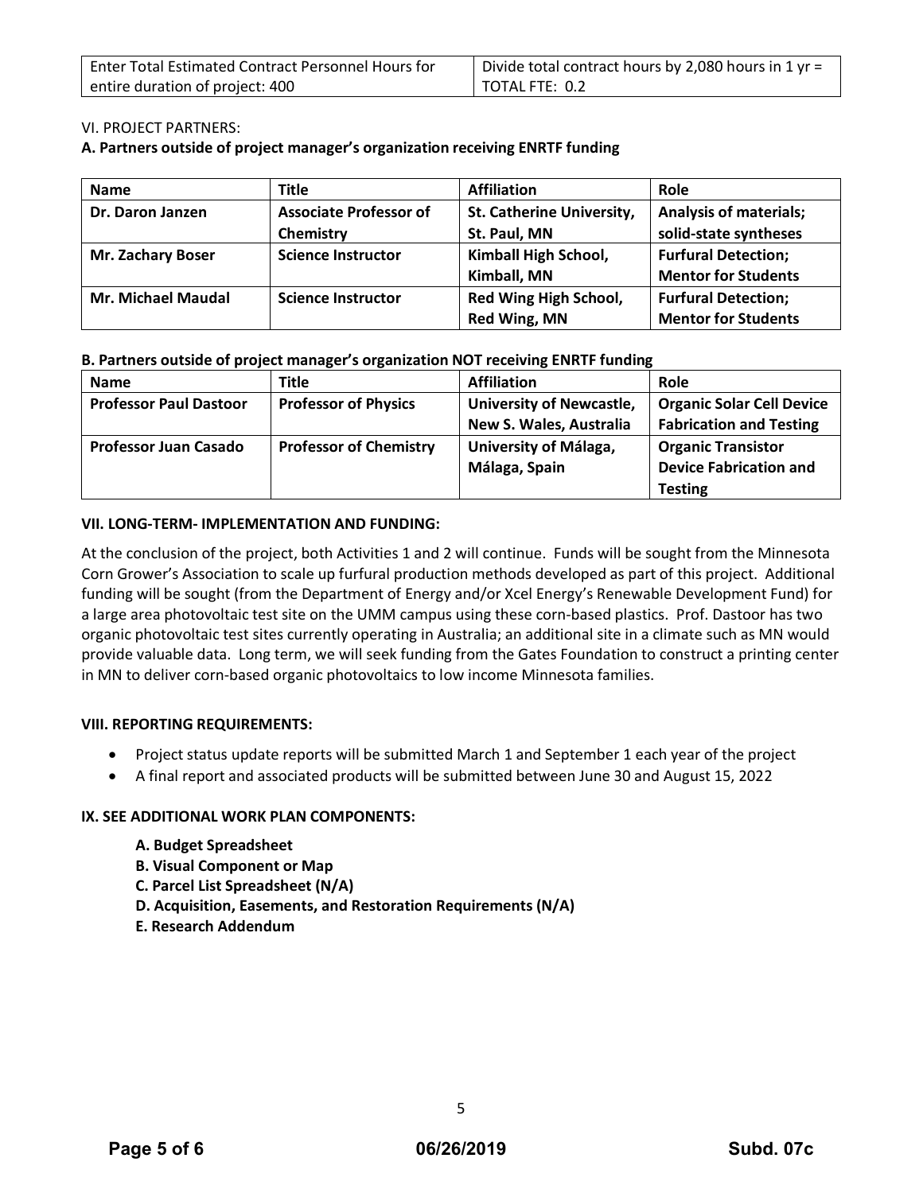| Enter Total Estimated Contract Personnel Hours for entire duration of project: 400 | Divide total contract hours by 2,080 hours in 1 yr = TOTAL FTE: 0.2 |
|---|---|

VI. PROJECT PARTNERS:

**A. Partners outside of project manager's organization receiving ENRTF funding**

| Name | Title | Affiliation | Role |
|---|---|---|---|
| **Dr. Daron Janzen** | **Associate Professor of Chemistry** | **St. Catherine University, St. Paul, MN** | **Analysis of materials; solid-state syntheses** |
| **Mr. Zachary Boser** | **Science Instructor** | **Kimball High School, Kimball, MN** | **Furfural Detection; Mentor for Students** |
| **Mr. Michael Maudal** | **Science Instructor** | **Red Wing High School, Red Wing, MN** | **Furfural Detection; Mentor for Students** |

**B. Partners outside of project manager's organization NOT receiving ENRTF funding**

| Name | Title | Affiliation | Role |
|---|---|---|---|
| **Professor Paul Dastoor** | **Professor of Physics** | **University of Newcastle, New S. Wales, Australia** | **Organic Solar Cell Device Fabrication and Testing** |
| **Professor Juan Casado** | **Professor of Chemistry** | **University of Málaga, Málaga, Spain** | **Organic Transistor Device Fabrication and Testing** |

**VII. LONG-TERM- IMPLEMENTATION AND FUNDING:**

At the conclusion of the project, both Activities 1 and 2 will continue. Funds will be sought from the Minnesota Corn Grower's Association to scale up furfural production methods developed as part of this project. Additional funding will be sought (from the Department of Energy and/or Xcel Energy's Renewable Development Fund) for a large area photovoltaic test site on the UMM campus using these corn-based plastics. Prof. Dastoor has two organic photovoltaic test sites currently operating in Australia; an additional site in a climate such as MN would provide valuable data. Long term, we will seek funding from the Gates Foundation to construct a printing center in MN to deliver corn-based organic photovoltaics to low income Minnesota families.

**VIII. REPORTING REQUIREMENTS:**

- Project status update reports will be submitted March 1 and September 1 each year of the project
- A final report and associated products will be submitted between June 30 and August 15, 2022

**IX. SEE ADDITIONAL WORK PLAN COMPONENTS:**

**A. Budget Spreadsheet**
**B. Visual Component or Map**
**C. Parcel List Spreadsheet (N/A)**
**D. Acquisition, Easements, and Restoration Requirements (N/A)**
**E. Research Addendum**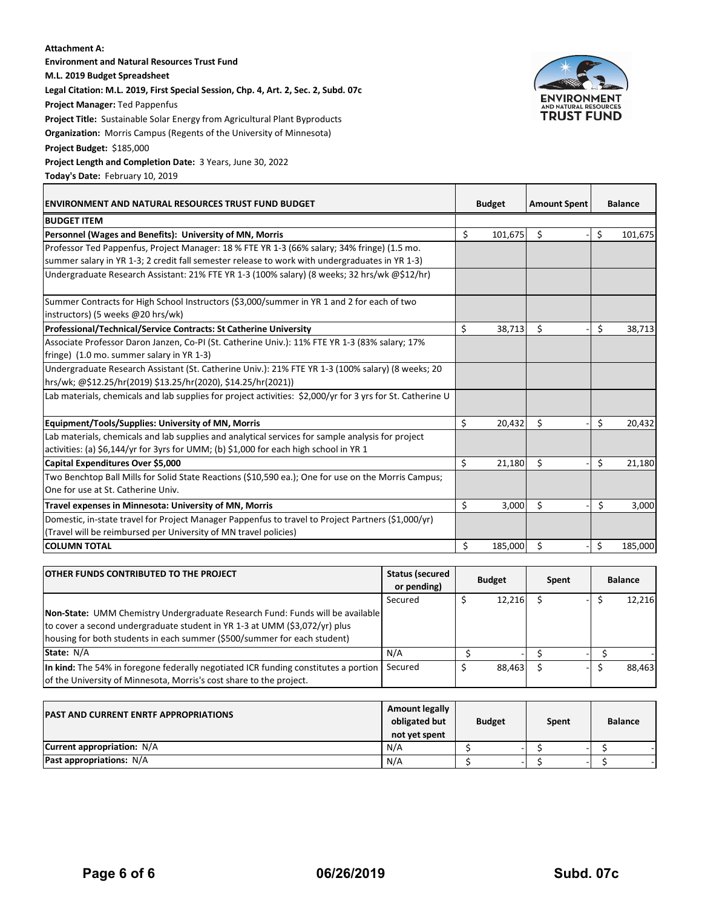**Attachment A:**

**Environment and Natural Resources Trust Fund**

**M.L. 2019 Budget Spreadsheet**

**Legal Citation: M.L. 2019, First Special Session, Chp. 4, Art. 2, Sec. 2, Subd. 07c**

**Project Manager:** Ted Pappenfus

**Project Title:** Sustainable Solar Energy from Agricultural Plant Byproducts

**Organization:** Morris Campus (Regents of the University of Minnesota)

**Project Budget:** $185,000

**Project Length and Completion Date:** 3 Years, June 30, 2022

**Today's Date:** February 10, 2019

| ENVIRONMENT AND NATURAL RESOURCES TRUST FUND BUDGET | Budget | Amount Spent | Balance |
|---|---|---|---|
| **BUDGET ITEM** | | | |
| **Personnel (Wages and Benefits): University of MN, Morris** | $ 101,675 | $ - | $ 101,675 |
| Professor Ted Pappenfus, Project Manager: 18 % FTE YR 1-3 (66% salary; 34% fringe) (1.5 mo. summer salary in YR 1-3; 2 credit fall semester release to work with undergraduates in YR 1-3) | | | |
| Undergraduate Research Assistant: 21% FTE YR 1-3 (100% salary) (8 weeks; 32 hrs/wk @$12/hr) | | | |
| Summer Contracts for High School Instructors ($3,000/summer in YR 1 and 2 for each of two instructors) (5 weeks @20 hrs/wk) | | | |
| **Professional/Technical/Service Contracts: St Catherine University** | $ 38,713 | $ - | $ 38,713 |
| Associate Professor Daron Janzen, Co-PI (St. Catherine Univ.): 11% FTE YR 1-3 (83% salary; 17% fringe) (1.0 mo. summer salary in YR 1-3) | | | |
| Undergraduate Research Assistant (St. Catherine Univ.): 21% FTE YR 1-3 (100% salary) (8 weeks; 20 hrs/wk; @$12.25/hr(2019) $13.25/hr(2020), $14.25/hr(2021)) | | | |
| Lab materials, chemicals and lab supplies for project activities: $2,000/yr for 3 yrs for St. Catherine U | | | |
| **Equipment/Tools/Supplies: University of MN, Morris** | $ 20,432 | $ - | $ 20,432 |
| Lab materials, chemicals and lab supplies and analytical services for sample analysis for project activities: (a) $6,144/yr for 3yrs for UMM; (b) $1,000 for each high school in YR 1 | | | |
| **Capital Expenditures Over $5,000** | $ 21,180 | $ - | $ 21,180 |
| Two Benchtop Ball Mills for Solid State Reactions ($10,590 ea.); One for use on the Morris Campus; One for use at St. Catherine Univ. | | | |
| **Travel expenses in Minnesota: University of MN, Morris** | $ 3,000 | $ - | $ 3,000 |
| Domestic, in-state travel for Project Manager Pappenfus to travel to Project Partners ($1,000/yr) (Travel will be reimbursed per University of MN travel policies) | | | |
| **COLUMN TOTAL** | $ 185,000 | $ - | $ 185,000 |

| OTHER FUNDS CONTRIBUTED TO THE PROJECT | Status (secured or pending) | Budget | Spent | Balance |
|---|---|---|---|---|
| **Non-State:** UMM Chemistry Undergraduate Research Fund: Funds will be available to cover a second undergraduate student in YR 1-3 at UMM ($3,072/yr) plus housing for both students in each summer ($500/summer for each student) | Secured | $ 12,216 | $ - | $ 12,216 |
| **State:** N/A | N/A | $ - | $ - | $ - |
| **In kind:** The 54% in foregone federally negotiated ICR funding constitutes a portion of the University of Minnesota, Morris's cost share to the project. | Secured | $ 88,463 | $ - | $ 88,463 |

| PAST AND CURRENT ENRTF APPROPRIATIONS | Amount legally obligated but not yet spent | Budget | Spent | Balance |
|---|---|---|---|---|
| **Current appropriation:** N/A | N/A | $ - | $ - | $ - |
| **Past appropriations:** N/A | N/A | $ - | $ - | $ - |